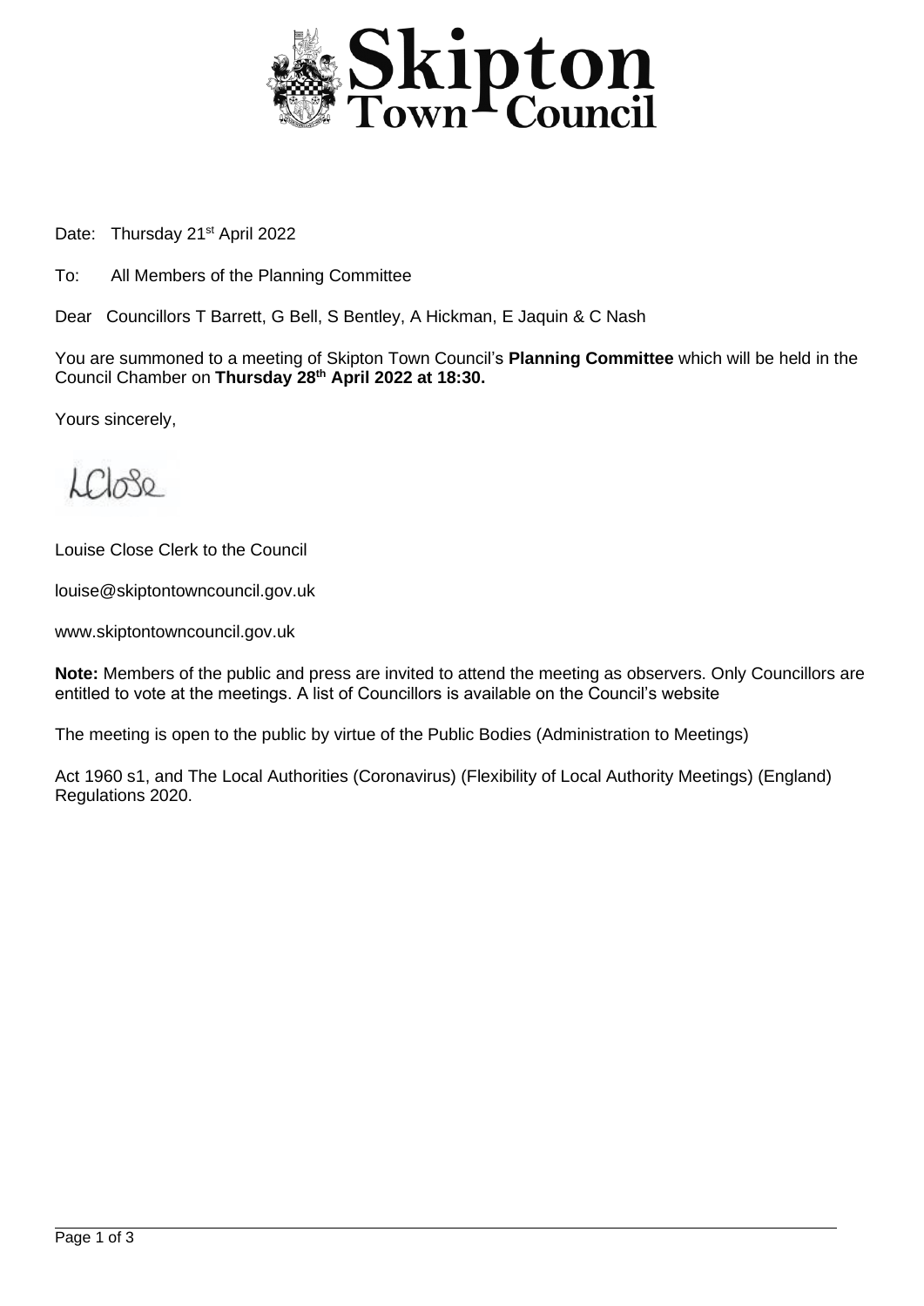# Skipton Town Council

Date: Thursday 21st April 2022

To: All Members of the Planning Committee

Dear Councillors T Barrett, G Bell, S Bentley, A Hickman, E Jaquin & C Nash

You are summoned to a meeting of Skipton Town Council's **Planning Committee** which will be held in the Council Chamber on **Thursday 28th April 2022 at 18:30.**

Yours sincerely,

LClose

Louise Close Clerk to the Council

louise@skiptontowncouncil.gov.uk

www.skiptontowncouncil.gov.uk

**Note:** Members of the public and press are invited to attend the meeting as observers. Only Councillors are entitled to vote at the meetings. A list of Councillors is available on the Council's website

The meeting is open to the public by virtue of the Public Bodies (Administration to Meetings)

Act 1960 s1, and The Local Authorities (Coronavirus) (Flexibility of Local Authority Meetings) (England) Regulations 2020.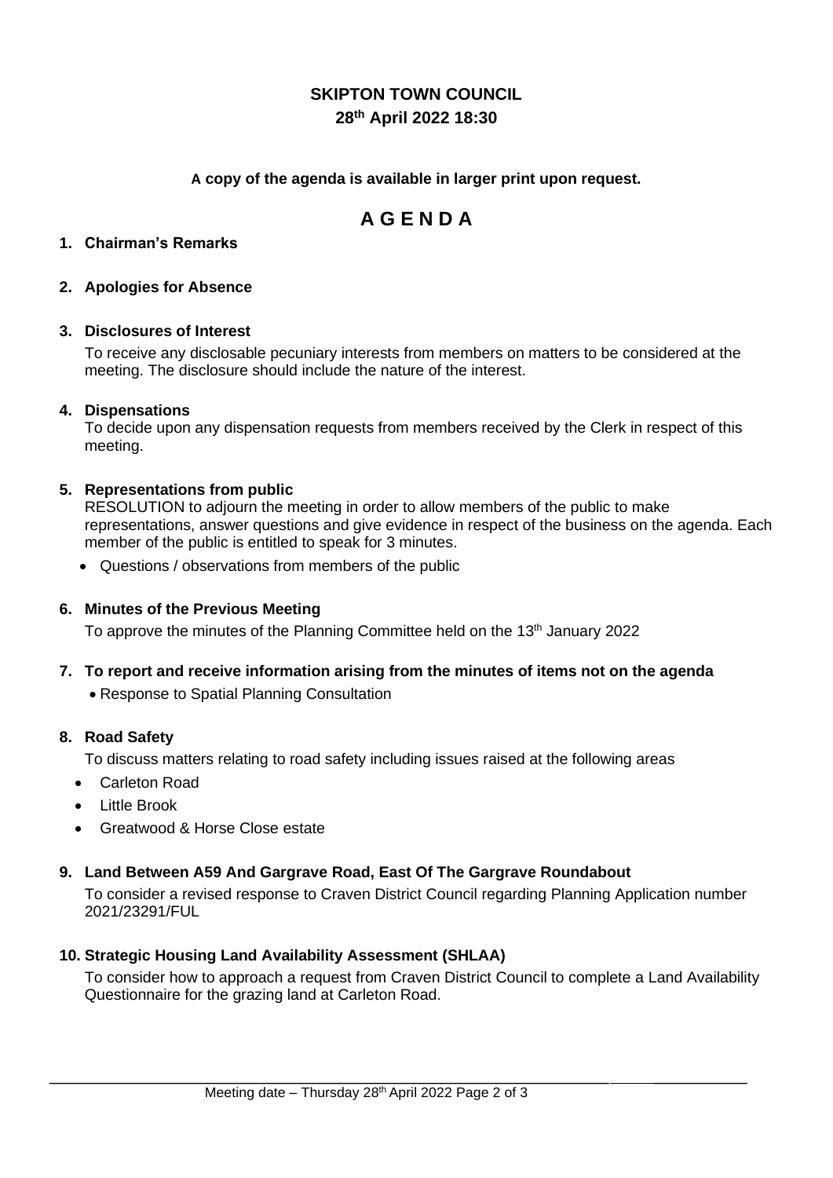# SKIPTON TOWN COUNCIL

**28th April 2022 18:30**

**A copy of the agenda is available in larger print upon request.**

# A G E N D A

**1. Chairman's Remarks**

**2. Apologies for Absence**

**3. Disclosures of Interest**

To receive any disclosable pecuniary interests from members on matters to be considered at the meeting. The disclosure should include the nature of the interest.

**4. Dispensations**

To decide upon any dispensation requests from members received by the Clerk in respect of this meeting.

**5. Representations from public**

RESOLUTION to adjourn the meeting in order to allow members of the public to make representations, answer questions and give evidence in respect of the business on the agenda. Each member of the public is entitled to speak for 3 minutes.

- Questions / observations from members of the public

**6. Minutes of the Previous Meeting**

To approve the minutes of the Planning Committee held on the 13th January 2022

**7. To report and receive information arising from the minutes of items not on the agenda**

- Response to Spatial Planning Consultation

**8. Road Safety**

To discuss matters relating to road safety including issues raised at the following areas

- Carleton Road
- Little Brook
- Greatwood & Horse Close estate

**9. Land Between A59 And Gargrave Road, East Of The Gargrave Roundabout**

To consider a revised response to Craven District Council regarding Planning Application number 2021/23291/FUL

**10. Strategic Housing Land Availability Assessment (SHLAA)**

To consider how to approach a request from Craven District Council to complete a Land Availability Questionnaire for the grazing land at Carleton Road.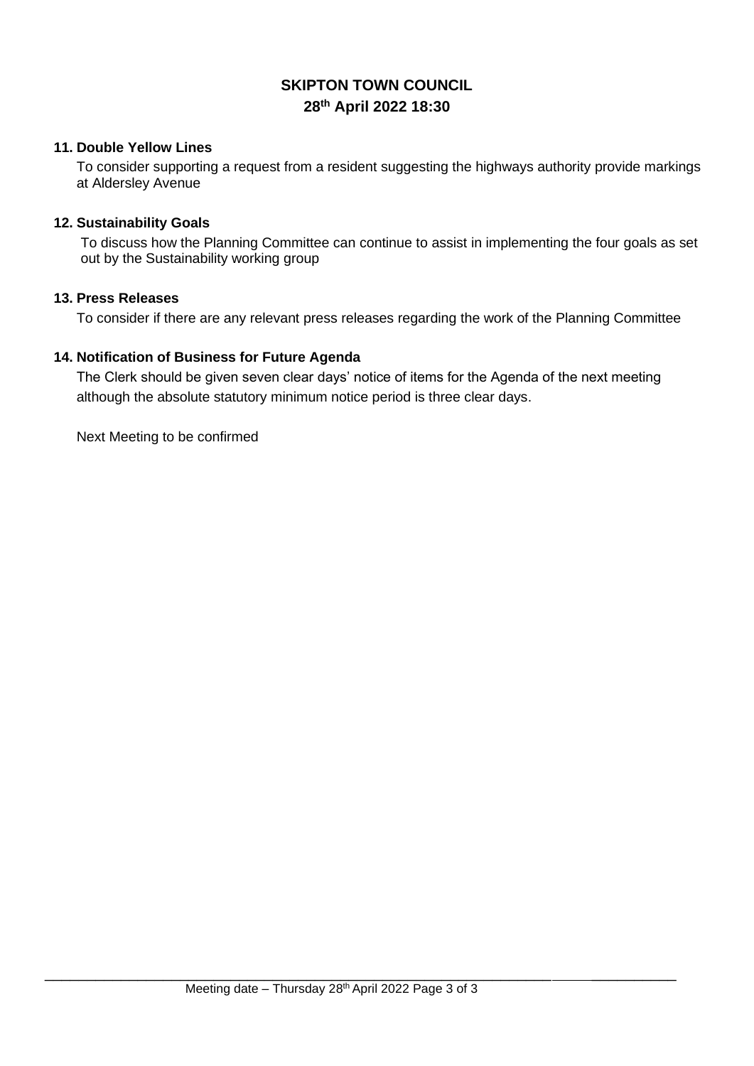**SKIPTON TOWN COUNCIL**
**28th April 2022 18:30**

**11. Double Yellow Lines**

To consider supporting a request from a resident suggesting the highways authority provide markings at Aldersley Avenue

**12. Sustainability Goals**

To discuss how the Planning Committee can continue to assist in implementing the four goals as set out by the Sustainability working group

**13. Press Releases**

To consider if there are any relevant press releases regarding the work of the Planning Committee

**14. Notification of Business for Future Agenda**

The Clerk should be given seven clear days' notice of items for the Agenda of the next meeting although the absolute statutory minimum notice period is three clear days.

Next Meeting to be confirmed